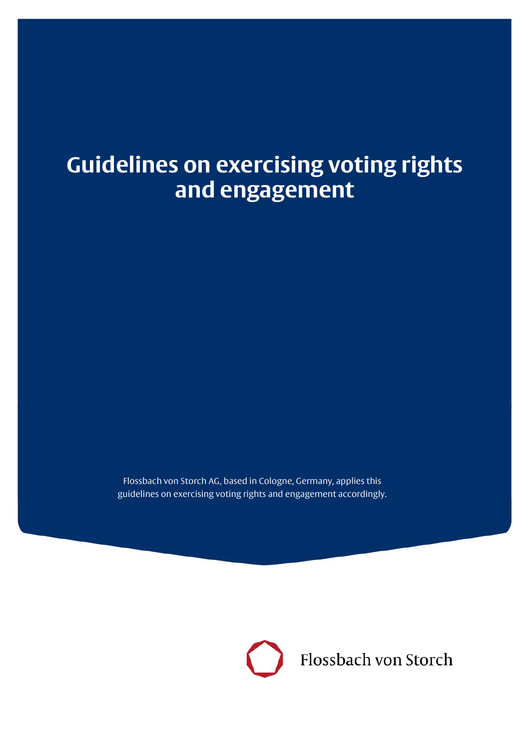# Guidelines on exercising voting rights and engagement

Flossbach von Storch AG, based in Cologne, Germany, applies this guidelines on exercising voting rights and engagement accordingly.

Flossbach von Storch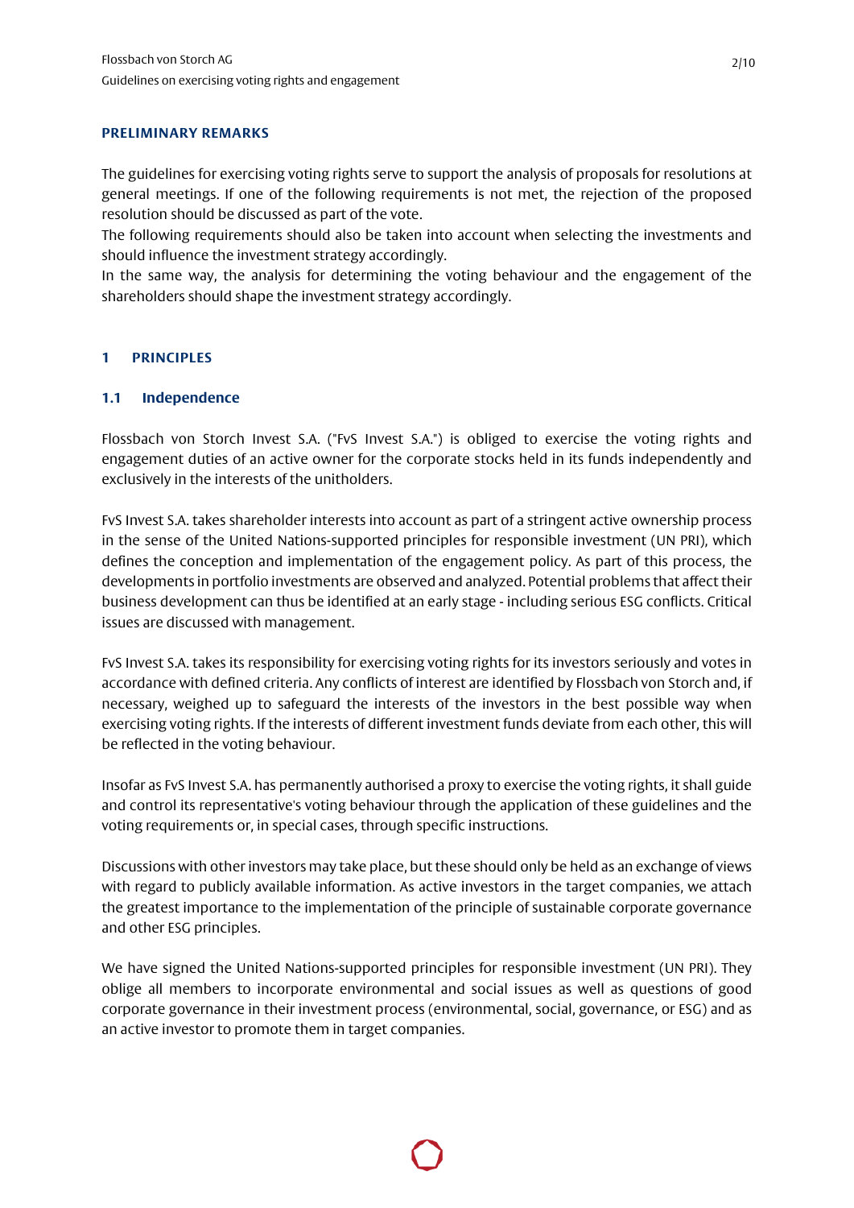## PRELIMINARY REMARKS

The guidelines for exercising voting rights serve to support the analysis of proposals for resolutions at general meetings. If one of the following requirements is not met, the rejection of the proposed resolution should be discussed as part of the vote.
The following requirements should also be taken into account when selecting the investments and should influence the investment strategy accordingly.
In the same way, the analysis for determining the voting behaviour and the engagement of the shareholders should shape the investment strategy accordingly.

## 1 PRINCIPLES

### 1.1 Independence

Flossbach von Storch Invest S.A. ("FvS Invest S.A.") is obliged to exercise the voting rights and engagement duties of an active owner for the corporate stocks held in its funds independently and exclusively in the interests of the unitholders.

FvS Invest S.A. takes shareholder interests into account as part of a stringent active ownership process in the sense of the United Nations-supported principles for responsible investment (UN PRI), which defines the conception and implementation of the engagement policy. As part of this process, the developments in portfolio investments are observed and analyzed. Potential problems that affect their business development can thus be identified at an early stage - including serious ESG conflicts. Critical issues are discussed with management.

FvS Invest S.A. takes its responsibility for exercising voting rights for its investors seriously and votes in accordance with defined criteria. Any conflicts of interest are identified by Flossbach von Storch and, if necessary, weighed up to safeguard the interests of the investors in the best possible way when exercising voting rights. If the interests of different investment funds deviate from each other, this will be reflected in the voting behaviour.

Insofar as FvS Invest S.A. has permanently authorised a proxy to exercise the voting rights, it shall guide and control its representative's voting behaviour through the application of these guidelines and the voting requirements or, in special cases, through specific instructions.

Discussions with other investors may take place, but these should only be held as an exchange of views with regard to publicly available information. As active investors in the target companies, we attach the greatest importance to the implementation of the principle of sustainable corporate governance and other ESG principles.

We have signed the United Nations-supported principles for responsible investment (UN PRI). They oblige all members to incorporate environmental and social issues as well as questions of good corporate governance in their investment process (environmental, social, governance, or ESG) and as an active investor to promote them in target companies.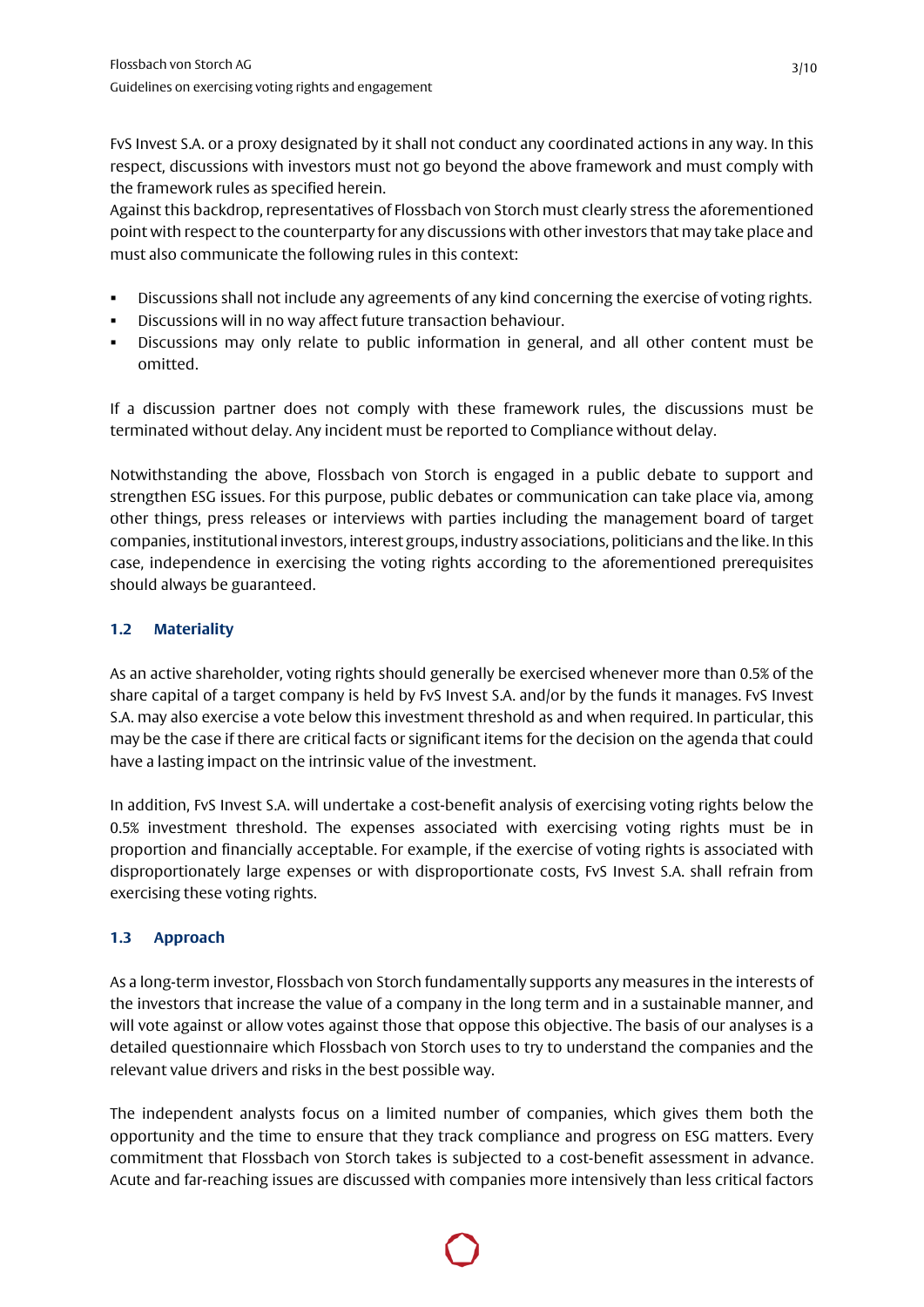FvS Invest S.A. or a proxy designated by it shall not conduct any coordinated actions in any way. In this respect, discussions with investors must not go beyond the above framework and must comply with the framework rules as specified herein.
Against this backdrop, representatives of Flossbach von Storch must clearly stress the aforementioned point with respect to the counterparty for any discussions with other investors that may take place and must also communicate the following rules in this context:

- Discussions shall not include any agreements of any kind concerning the exercise of voting rights.
- Discussions will in no way affect future transaction behaviour.
- Discussions may only relate to public information in general, and all other content must be omitted.

If a discussion partner does not comply with these framework rules, the discussions must be terminated without delay. Any incident must be reported to Compliance without delay.

Notwithstanding the above, Flossbach von Storch is engaged in a public debate to support and strengthen ESG issues. For this purpose, public debates or communication can take place via, among other things, press releases or interviews with parties including the management board of target companies, institutional investors, interest groups, industry associations, politicians and the like. In this case, independence in exercising the voting rights according to the aforementioned prerequisites should always be guaranteed.

### 1.2 Materiality

As an active shareholder, voting rights should generally be exercised whenever more than 0.5% of the share capital of a target company is held by FvS Invest S.A. and/or by the funds it manages. FvS Invest S.A. may also exercise a vote below this investment threshold as and when required. In particular, this may be the case if there are critical facts or significant items for the decision on the agenda that could have a lasting impact on the intrinsic value of the investment.

In addition, FvS Invest S.A. will undertake a cost-benefit analysis of exercising voting rights below the 0.5% investment threshold. The expenses associated with exercising voting rights must be in proportion and financially acceptable. For example, if the exercise of voting rights is associated with disproportionately large expenses or with disproportionate costs, FvS Invest S.A. shall refrain from exercising these voting rights.

### 1.3 Approach

As a long-term investor, Flossbach von Storch fundamentally supports any measures in the interests of the investors that increase the value of a company in the long term and in a sustainable manner, and will vote against or allow votes against those that oppose this objective. The basis of our analyses is a detailed questionnaire which Flossbach von Storch uses to try to understand the companies and the relevant value drivers and risks in the best possible way.

The independent analysts focus on a limited number of companies, which gives them both the opportunity and the time to ensure that they track compliance and progress on ESG matters. Every commitment that Flossbach von Storch takes is subjected to a cost-benefit assessment in advance. Acute and far-reaching issues are discussed with companies more intensively than less critical factors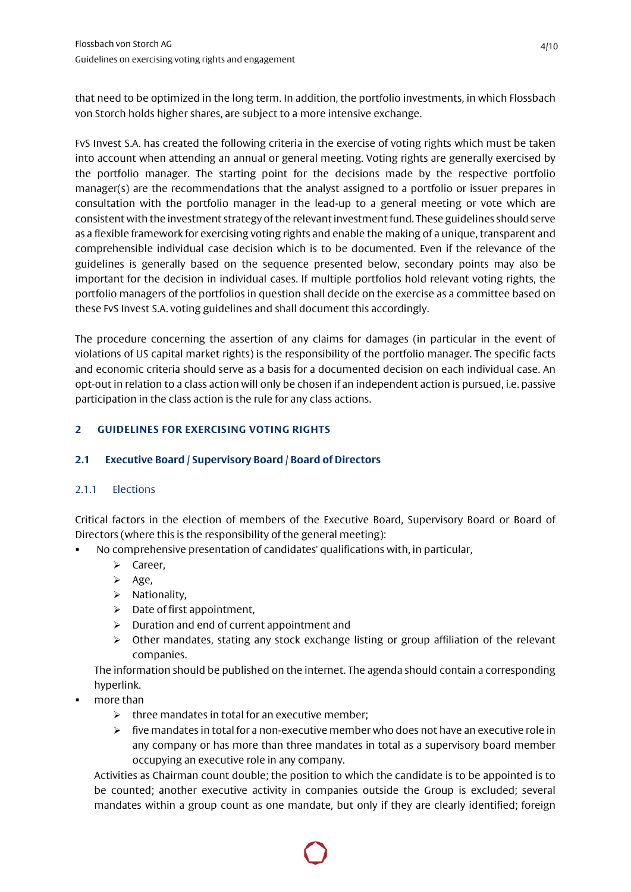that need to be optimized in the long term. In addition, the portfolio investments, in which Flossbach von Storch holds higher shares, are subject to a more intensive exchange.

FvS Invest S.A. has created the following criteria in the exercise of voting rights which must be taken into account when attending an annual or general meeting. Voting rights are generally exercised by the portfolio manager. The starting point for the decisions made by the respective portfolio manager(s) are the recommendations that the analyst assigned to a portfolio or issuer prepares in consultation with the portfolio manager in the lead-up to a general meeting or vote which are consistent with the investment strategy of the relevant investment fund. These guidelines should serve as a flexible framework for exercising voting rights and enable the making of a unique, transparent and comprehensible individual case decision which is to be documented. Even if the relevance of the guidelines is generally based on the sequence presented below, secondary points may also be important for the decision in individual cases. If multiple portfolios hold relevant voting rights, the portfolio managers of the portfolios in question shall decide on the exercise as a committee based on these FvS Invest S.A. voting guidelines and shall document this accordingly.

The procedure concerning the assertion of any claims for damages (in particular in the event of violations of US capital market rights) is the responsibility of the portfolio manager. The specific facts and economic criteria should serve as a basis for a documented decision on each individual case. An opt-out in relation to a class action will only be chosen if an independent action is pursued, i.e. passive participation in the class action is the rule for any class actions.

## 2 GUIDELINES FOR EXERCISING VOTING RIGHTS

### 2.1 Executive Board / Supervisory Board / Board of Directors

#### 2.1.1 Elections

Critical factors in the election of members of the Executive Board, Supervisory Board or Board of Directors (where this is the responsibility of the general meeting):

- No comprehensive presentation of candidates' qualifications with, in particular,
  - Career,
  - Age,
  - Nationality,
  - Date of first appointment,
  - Duration and end of current appointment and
  - Other mandates, stating any stock exchange listing or group affiliation of the relevant companies.

  The information should be published on the internet. The agenda should contain a corresponding hyperlink.
- more than
  - three mandates in total for an executive member;
  - five mandates in total for a non-executive member who does not have an executive role in any company or has more than three mandates in total as a supervisory board member occupying an executive role in any company.

  Activities as Chairman count double; the position to which the candidate is to be appointed is to be counted; another executive activity in companies outside the Group is excluded; several mandates within a group count as one mandate, but only if they are clearly identified; foreign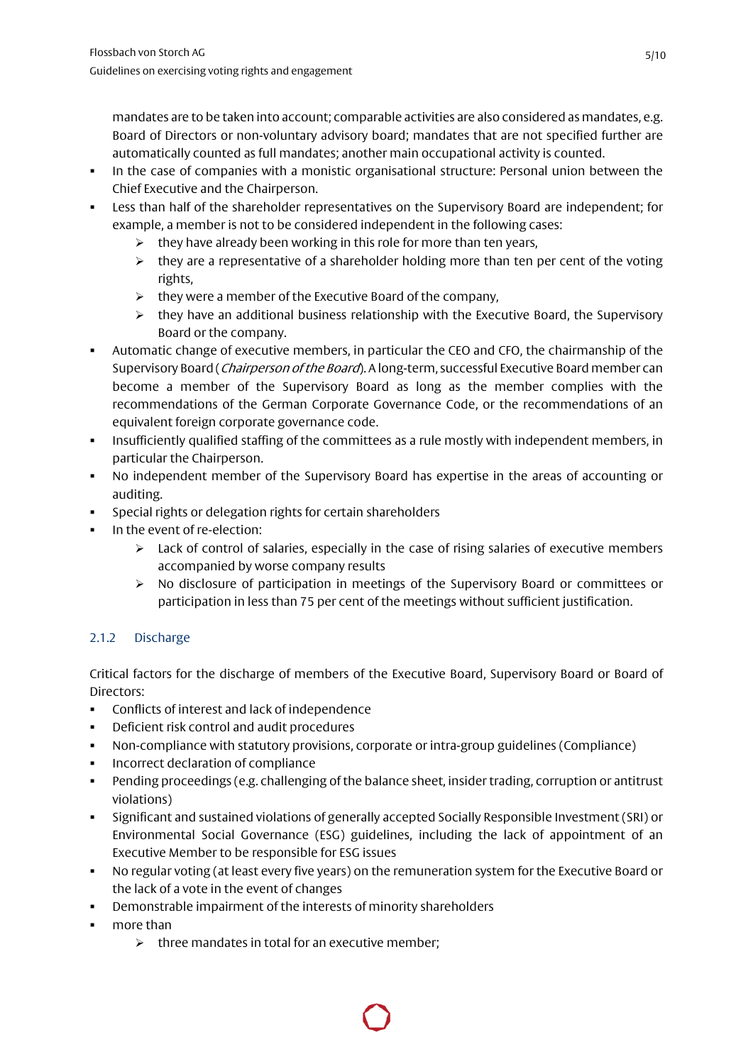mandates are to be taken into account; comparable activities are also considered as mandates, e.g. Board of Directors or non-voluntary advisory board; mandates that are not specified further are automatically counted as full mandates; another main occupational activity is counted.

- In the case of companies with a monistic organisational structure: Personal union between the Chief Executive and the Chairperson.
- Less than half of the shareholder representatives on the Supervisory Board are independent; for example, a member is not to be considered independent in the following cases:
    - they have already been working in this role for more than ten years,
    - they are a representative of a shareholder holding more than ten per cent of the voting rights,
    - they were a member of the Executive Board of the company,
    - they have an additional business relationship with the Executive Board, the Supervisory Board or the company.
- Automatic change of executive members, in particular the CEO and CFO, the chairmanship of the Supervisory Board (*Chairperson of the Board*). A long-term, successful Executive Board member can become a member of the Supervisory Board as long as the member complies with the recommendations of the German Corporate Governance Code, or the recommendations of an equivalent foreign corporate governance code.
- Insufficiently qualified staffing of the committees as a rule mostly with independent members, in particular the Chairperson.
- No independent member of the Supervisory Board has expertise in the areas of accounting or auditing.
- Special rights or delegation rights for certain shareholders
- In the event of re-election:
    - Lack of control of salaries, especially in the case of rising salaries of executive members accompanied by worse company results
    - No disclosure of participation in meetings of the Supervisory Board or committees or participation in less than 75 per cent of the meetings without sufficient justification.

### 2.1.2 Discharge

Critical factors for the discharge of members of the Executive Board, Supervisory Board or Board of Directors:

- Conflicts of interest and lack of independence
- Deficient risk control and audit procedures
- Non-compliance with statutory provisions, corporate or intra-group guidelines (Compliance)
- Incorrect declaration of compliance
- Pending proceedings (e.g. challenging of the balance sheet, insider trading, corruption or antitrust violations)
- Significant and sustained violations of generally accepted Socially Responsible Investment (SRI) or Environmental Social Governance (ESG) guidelines, including the lack of appointment of an Executive Member to be responsible for ESG issues
- No regular voting (at least every five years) on the remuneration system for the Executive Board or the lack of a vote in the event of changes
- Demonstrable impairment of the interests of minority shareholders
- more than
    - three mandates in total for an executive member;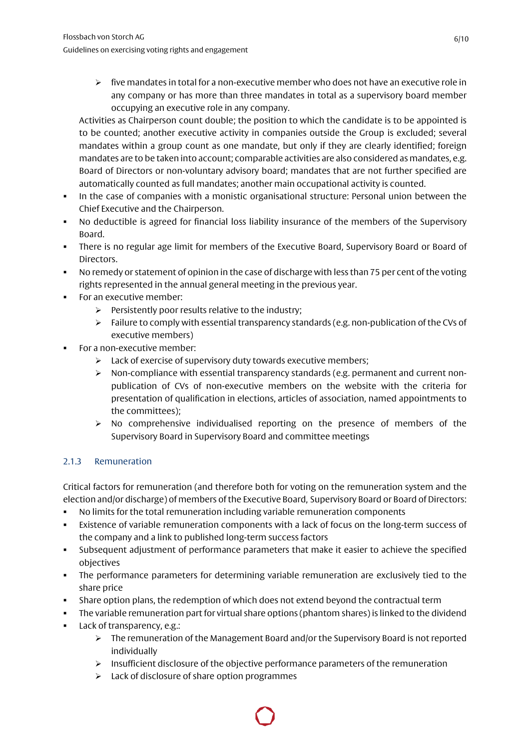- five mandates in total for a non-executive member who does not have an executive role in any company or has more than three mandates in total as a supervisory board member occupying an executive role in any company.

  Activities as Chairperson count double; the position to which the candidate is to be appointed is to be counted; another executive activity in companies outside the Group is excluded; several mandates within a group count as one mandate, but only if they are clearly identified; foreign mandates are to be taken into account; comparable activities are also considered as mandates, e.g. Board of Directors or non-voluntary advisory board; mandates that are not further specified are automatically counted as full mandates; another main occupational activity is counted.
- In the case of companies with a monistic organisational structure: Personal union between the Chief Executive and the Chairperson.
- No deductible is agreed for financial loss liability insurance of the members of the Supervisory Board.
- There is no regular age limit for members of the Executive Board, Supervisory Board or Board of Directors.
- No remedy or statement of opinion in the case of discharge with less than 75 per cent of the voting rights represented in the annual general meeting in the previous year.
- For an executive member:
    - Persistently poor results relative to the industry;
    - Failure to comply with essential transparency standards (e.g. non-publication of the CVs of executive members)
- For a non-executive member:
    - Lack of exercise of supervisory duty towards executive members;
    - Non-compliance with essential transparency standards (e.g. permanent and current non-publication of CVs of non-executive members on the website with the criteria for presentation of qualification in elections, articles of association, named appointments to the committees);
    - No comprehensive individualised reporting on the presence of members of the Supervisory Board in Supervisory Board and committee meetings

### 2.1.3 Remuneration

Critical factors for remuneration (and therefore both for voting on the remuneration system and the election and/or discharge) of members of the Executive Board, Supervisory Board or Board of Directors:

- No limits for the total remuneration including variable remuneration components
- Existence of variable remuneration components with a lack of focus on the long-term success of the company and a link to published long-term success factors
- Subsequent adjustment of performance parameters that make it easier to achieve the specified objectives
- The performance parameters for determining variable remuneration are exclusively tied to the share price
- Share option plans, the redemption of which does not extend beyond the contractual term
- The variable remuneration part for virtual share options (phantom shares) is linked to the dividend
- Lack of transparency, e.g.:
    - The remuneration of the Management Board and/or the Supervisory Board is not reported individually
    - Insufficient disclosure of the objective performance parameters of the remuneration
    - Lack of disclosure of share option programmes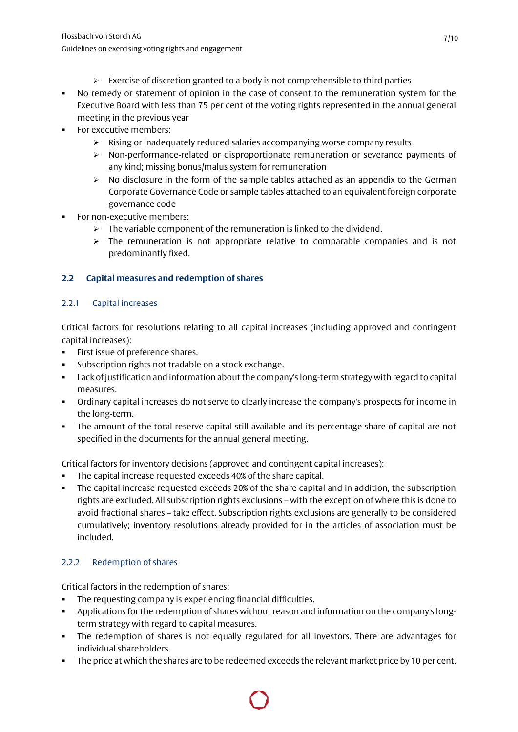- Exercise of discretion granted to a body is not comprehensible to third parties
- No remedy or statement of opinion in the case of consent to the remuneration system for the Executive Board with less than 75 per cent of the voting rights represented in the annual general meeting in the previous year
- For executive members:
    - Rising or inadequately reduced salaries accompanying worse company results
    - Non-performance-related or disproportionate remuneration or severance payments of any kind; missing bonus/malus system for remuneration
    - No disclosure in the form of the sample tables attached as an appendix to the German Corporate Governance Code or sample tables attached to an equivalent foreign corporate governance code
- For non-executive members:
    - The variable component of the remuneration is linked to the dividend.
    - The remuneration is not appropriate relative to comparable companies and is not predominantly fixed.

## 2.2 Capital measures and redemption of shares

### 2.2.1 Capital increases

Critical factors for resolutions relating to all capital increases (including approved and contingent capital increases):

- First issue of preference shares.
- Subscription rights not tradable on a stock exchange.
- Lack of justification and information about the company's long-term strategy with regard to capital measures.
- Ordinary capital increases do not serve to clearly increase the company's prospects for income in the long-term.
- The amount of the total reserve capital still available and its percentage share of capital are not specified in the documents for the annual general meeting.

Critical factors for inventory decisions (approved and contingent capital increases):

- The capital increase requested exceeds 40% of the share capital.
- The capital increase requested exceeds 20% of the share capital and in addition, the subscription rights are excluded. All subscription rights exclusions – with the exception of where this is done to avoid fractional shares – take effect. Subscription rights exclusions are generally to be considered cumulatively; inventory resolutions already provided for in the articles of association must be included.

### 2.2.2 Redemption of shares

Critical factors in the redemption of shares:

- The requesting company is experiencing financial difficulties.
- Applications for the redemption of shares without reason and information on the company's long-term strategy with regard to capital measures.
- The redemption of shares is not equally regulated for all investors. There are advantages for individual shareholders.
- The price at which the shares are to be redeemed exceeds the relevant market price by 10 per cent.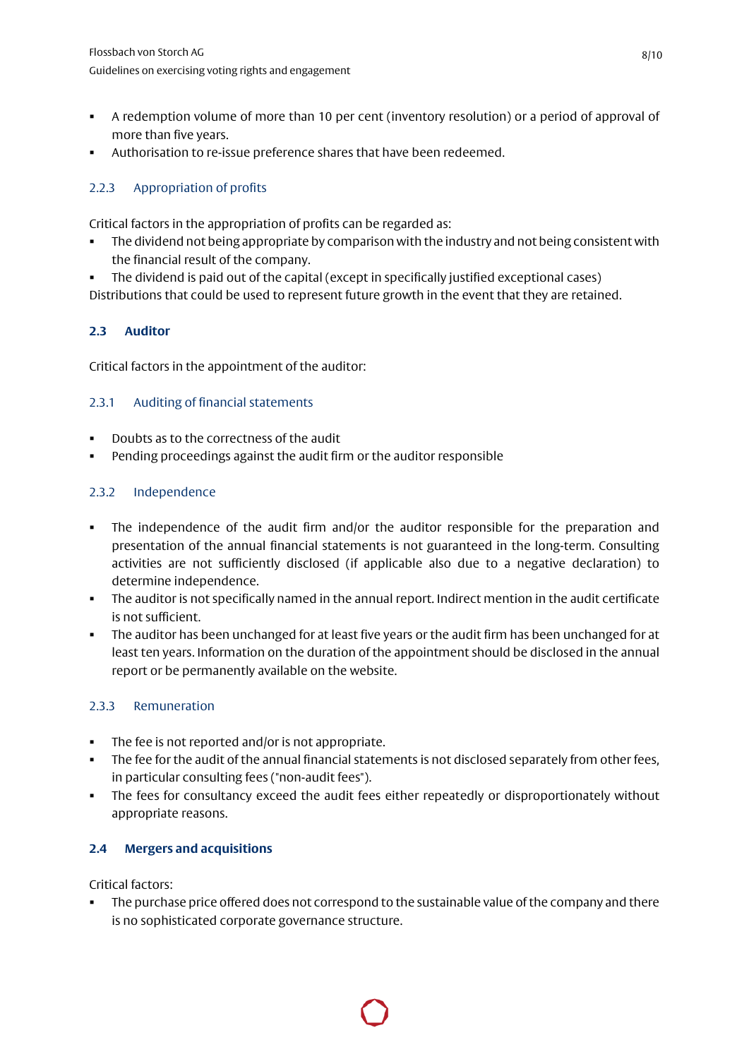- A redemption volume of more than 10 per cent (inventory resolution) or a period of approval of more than five years.
- Authorisation to re-issue preference shares that have been redeemed.

### 2.2.3 Appropriation of profits

Critical factors in the appropriation of profits can be regarded as:

- The dividend not being appropriate by comparison with the industry and not being consistent with the financial result of the company.
- The dividend is paid out of the capital (except in specifically justified exceptional cases)

Distributions that could be used to represent future growth in the event that they are retained.

## 2.3 Auditor

Critical factors in the appointment of the auditor:

### 2.3.1 Auditing of financial statements

- Doubts as to the correctness of the audit
- Pending proceedings against the audit firm or the auditor responsible

### 2.3.2 Independence

- The independence of the audit firm and/or the auditor responsible for the preparation and presentation of the annual financial statements is not guaranteed in the long-term. Consulting activities are not sufficiently disclosed (if applicable also due to a negative declaration) to determine independence.
- The auditor is not specifically named in the annual report. Indirect mention in the audit certificate is not sufficient.
- The auditor has been unchanged for at least five years or the audit firm has been unchanged for at least ten years. Information on the duration of the appointment should be disclosed in the annual report or be permanently available on the website.

### 2.3.3 Remuneration

- The fee is not reported and/or is not appropriate.
- The fee for the audit of the annual financial statements is not disclosed separately from other fees, in particular consulting fees ("non-audit fees").
- The fees for consultancy exceed the audit fees either repeatedly or disproportionately without appropriate reasons.

## 2.4 Mergers and acquisitions

Critical factors:

- The purchase price offered does not correspond to the sustainable value of the company and there is no sophisticated corporate governance structure.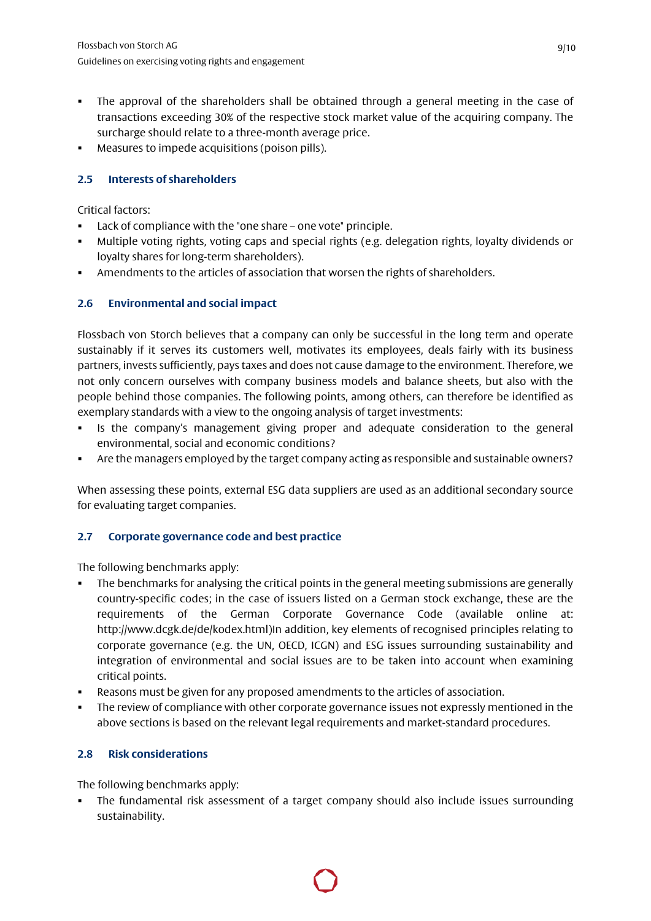- The approval of the shareholders shall be obtained through a general meeting in the case of transactions exceeding 30% of the respective stock market value of the acquiring company. The surcharge should relate to a three-month average price.
- Measures to impede acquisitions (poison pills).

### 2.5 Interests of shareholders

Critical factors:

- Lack of compliance with the "one share – one vote" principle.
- Multiple voting rights, voting caps and special rights (e.g. delegation rights, loyalty dividends or loyalty shares for long-term shareholders).
- Amendments to the articles of association that worsen the rights of shareholders.

### 2.6 Environmental and social impact

Flossbach von Storch believes that a company can only be successful in the long term and operate sustainably if it serves its customers well, motivates its employees, deals fairly with its business partners, invests sufficiently, pays taxes and does not cause damage to the environment. Therefore, we not only concern ourselves with company business models and balance sheets, but also with the people behind those companies. The following points, among others, can therefore be identified as exemplary standards with a view to the ongoing analysis of target investments:

- Is the company's management giving proper and adequate consideration to the general environmental, social and economic conditions?
- Are the managers employed by the target company acting as responsible and sustainable owners?

When assessing these points, external ESG data suppliers are used as an additional secondary source for evaluating target companies.

### 2.7 Corporate governance code and best practice

The following benchmarks apply:

- The benchmarks for analysing the critical points in the general meeting submissions are generally country-specific codes; in the case of issuers listed on a German stock exchange, these are the requirements of the German Corporate Governance Code (available online at: http://www.dcgk.de/de/kodex.html)In addition, key elements of recognised principles relating to corporate governance (e.g. the UN, OECD, ICGN) and ESG issues surrounding sustainability and integration of environmental and social issues are to be taken into account when examining critical points.
- Reasons must be given for any proposed amendments to the articles of association.
- The review of compliance with other corporate governance issues not expressly mentioned in the above sections is based on the relevant legal requirements and market-standard procedures.

### 2.8 Risk considerations

The following benchmarks apply:

- The fundamental risk assessment of a target company should also include issues surrounding sustainability.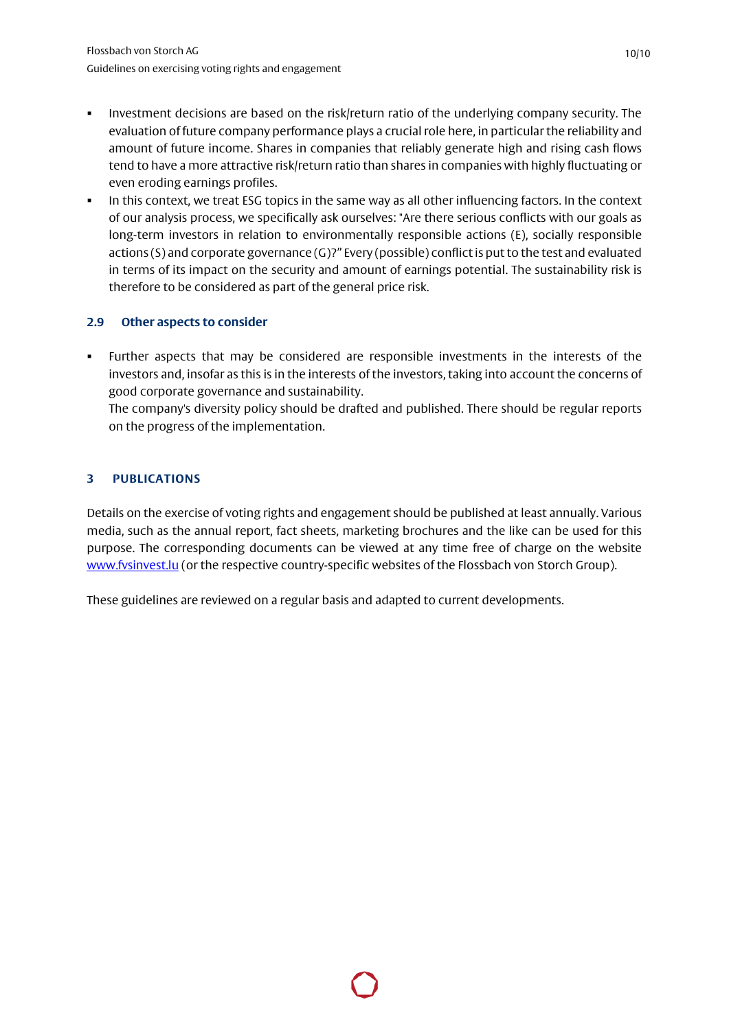- Investment decisions are based on the risk/return ratio of the underlying company security. The evaluation of future company performance plays a crucial role here, in particular the reliability and amount of future income. Shares in companies that reliably generate high and rising cash flows tend to have a more attractive risk/return ratio than shares in companies with highly fluctuating or even eroding earnings profiles.
- In this context, we treat ESG topics in the same way as all other influencing factors. In the context of our analysis process, we specifically ask ourselves: "Are there serious conflicts with our goals as long-term investors in relation to environmentally responsible actions (E), socially responsible actions (S) and corporate governance (G)?" Every (possible) conflict is put to the test and evaluated in terms of its impact on the security and amount of earnings potential. The sustainability risk is therefore to be considered as part of the general price risk.

### 2.9 Other aspects to consider

- Further aspects that may be considered are responsible investments in the interests of the investors and, insofar as this is in the interests of the investors, taking into account the concerns of good corporate governance and sustainability.
  The company's diversity policy should be drafted and published. There should be regular reports on the progress of the implementation.

## 3 PUBLICATIONS

Details on the exercise of voting rights and engagement should be published at least annually. Various media, such as the annual report, fact sheets, marketing brochures and the like can be used for this purpose. The corresponding documents can be viewed at any time free of charge on the website www.fvsinvest.lu (or the respective country-specific websites of the Flossbach von Storch Group).

These guidelines are reviewed on a regular basis and adapted to current developments.